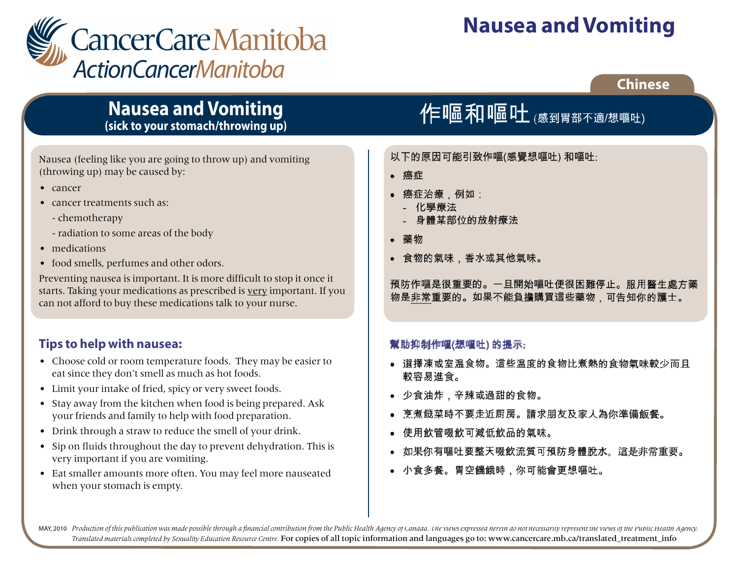CancerCare Manitoba
ActionCancerManitoba

# Nausea and Vomiting

Chinese

## Nausea and Vomiting (sick to your stomach/throwing up)

Nausea (feeling like you are going to throw up) and vomiting (throwing up) may be caused by:

- cancer
- cancer treatments such as:
  - chemotherapy
  - radiation to some areas of the body
- medications
- food smells, perfumes and other odors.

Preventing nausea is important. It is more difficult to stop it once it starts. Taking your medications as prescribed is <u>very</u> important. If you can not afford to buy these medications talk to your nurse.

### Tips to help with nausea:

- Choose cold or room temperature foods. They may be easier to eat since they don't smell as much as hot foods.
- Limit your intake of fried, spicy or very sweet foods.
- Stay away from the kitchen when food is being prepared. Ask your friends and family to help with food preparation.
- Drink through a straw to reduce the smell of your drink.
- Sip on fluids throughout the day to prevent dehydration. This is very important if you are vomiting.
- Eat smaller amounts more often. You may feel more nauseated when your stomach is empty.

## 作嘔和嘔吐 (感到胃部不適/想嘔吐)

以下的原因可能引致作嘔(感覺想嘔吐) 和嘔吐:

- 癌症
- 癌症治療，例如：
  - 化學療法
  - 身體某部位的放射療法
- 藥物
- 食物的氣味，香水或其他氣味。

預防作嘔是很重要的。一旦開始嘔吐便很困難停止。服用醫生處方藥物是<u>非常</u>重要的。如果不能負擔購買這些藥物，可告知你的護士。

### 幫助抑制作嘔(想嘔吐) 的提示:

- 選擇凍或室溫食物。這些溫度的食物比煮熱的食物氣味較少而且較容易進食。
- 少食油炸，辛辣或過甜的食物。
- 烹煮餸菜時不要走近厨房。請求朋友及家人為你準備飯餐。
- 使用飲管啜飲可減低飲品的氣味。
- 如果你有嘔吐要整天啜飲流質可預防身體脫水。這是非常重要。
- 小食多餐。胃空饑餓時，你可能會更想嘔吐。

MAY, 2010 *Production of this publication was made possible through a financial contribution from the Public Health Agency of Canada. The views expressed herein do not necessarily represent the views of the Public Health Agency. Translated materials completed by Sexuality Education Resource Centre.* For copies of all topic information and languages go to: www.cancercare.mb.ca/translated_treatment_info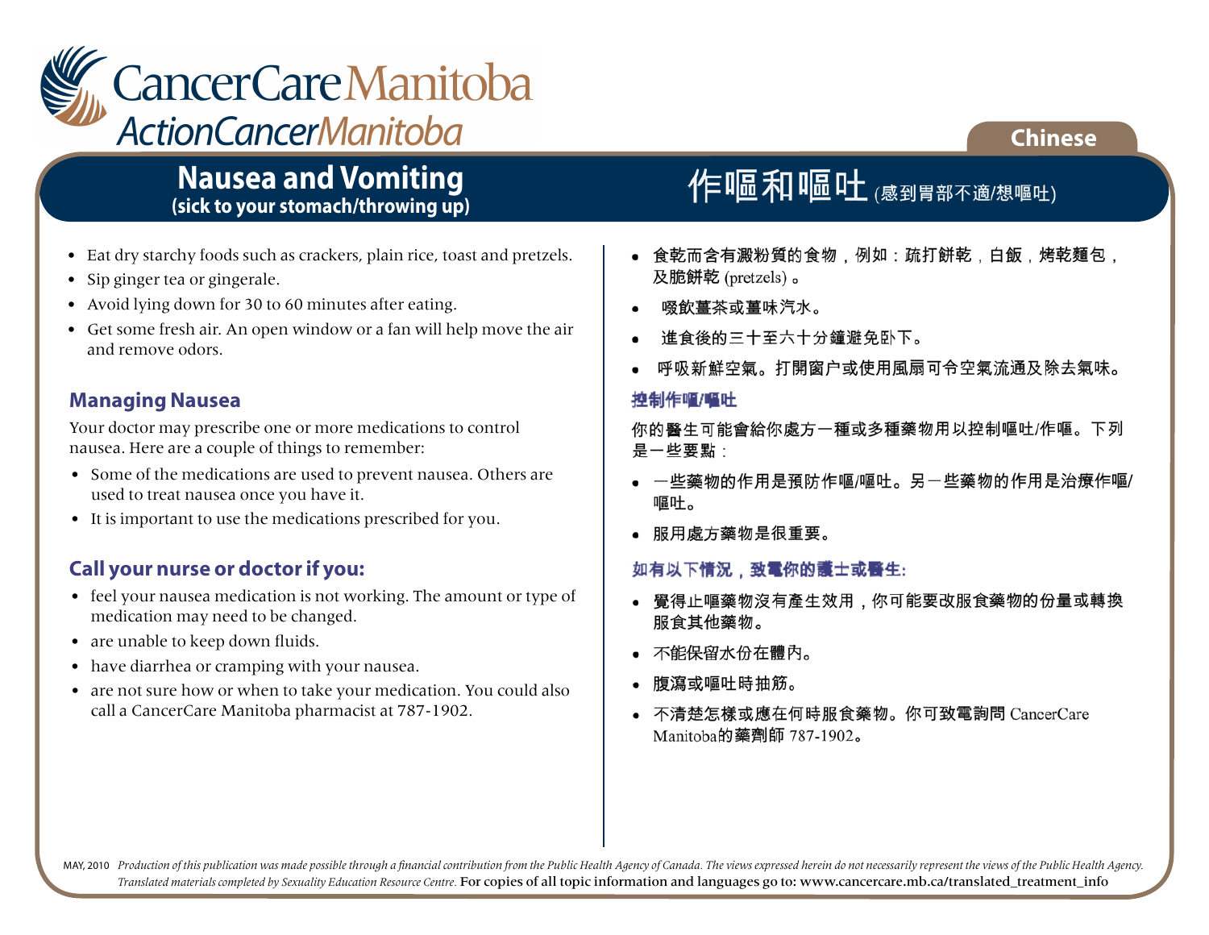CancerCare Manitoba
ActionCancerManitoba

Chinese

# Nausea and Vomiting
(sick to your stomach/throwing up)

- Eat dry starchy foods such as crackers, plain rice, toast and pretzels.
- Sip ginger tea or gingerale.
- Avoid lying down for 30 to 60 minutes after eating.
- Get some fresh air. An open window or a fan will help move the air and remove odors.

## Managing Nausea

Your doctor may prescribe one or more medications to control nausea. Here are a couple of things to remember:

- Some of the medications are used to prevent nausea. Others are used to treat nausea once you have it.
- It is important to use the medications prescribed for you.

## Call your nurse or doctor if you:

- feel your nausea medication is not working. The amount or type of medication may need to be changed.
- are unable to keep down fluids.
- have diarrhea or cramping with your nausea.
- are not sure how or when to take your medication. You could also call a CancerCare Manitoba pharmacist at 787-1902.

# 作嘔和嘔吐 (感到胃部不適/想嘔吐)

- 食乾而含有澱粉質的食物，例如：疏打餅乾，白飯，烤乾麵包，及脆餅乾 (pretzels)。
- 啜飲薑茶或薑味汽水。
- 進食後的三十至六十分鐘避免卧下。
- 呼吸新鮮空氣。打開窗户或使用風扇可令空氣流通及除去氣味。

## 控制作嘔/嘔吐

你的醫生可能會給你處方一種或多種藥物用以控制嘔吐/作嘔。下列是一些要點：

- 一些藥物的作用是預防作嘔/嘔吐。另一些藥物的作用是治療作嘔/嘔吐。
- 服用處方藥物是很重要。

## 如有以下情況，致電你的護士或醫生:

- 覺得止嘔藥物沒有產生效用，你可能要改服食藥物的份量或轉換服食其他藥物。
- 不能保留水份在體內。
- 腹瀉或嘔吐時抽筋。
- 不清楚怎樣或應在何時服食藥物。你可致電詢問 CancerCare Manitoba的藥劑師 787-1902。

MAY, 2010 *Production of this publication was made possible through a financial contribution from the Public Health Agency of Canada. The views expressed herein do not necessarily represent the views of the Public Health Agency. Translated materials completed by Sexuality Education Resource Centre.* For copies of all topic information and languages go to: www.cancercare.mb.ca/translated_treatment_info